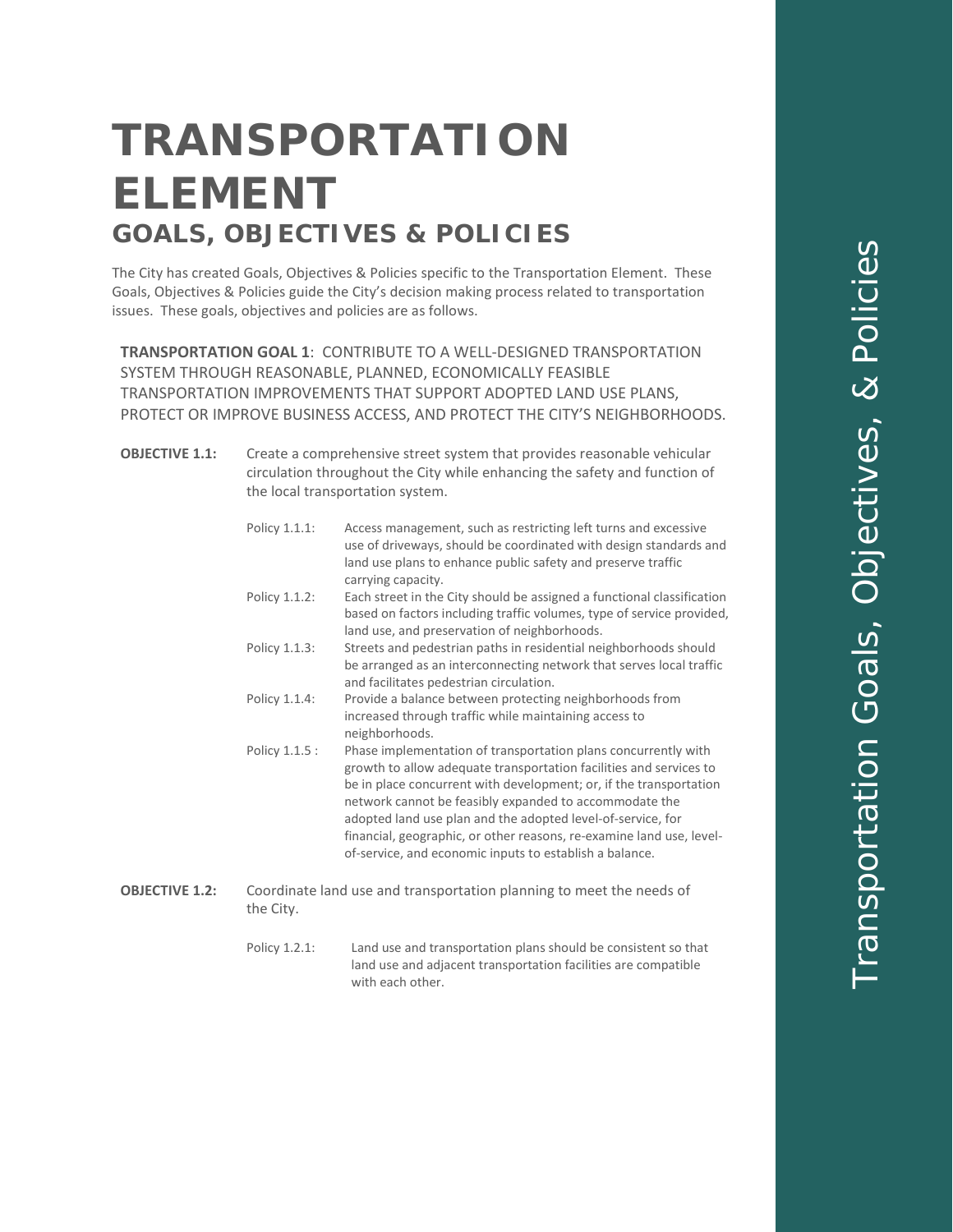# TRANSPORTATION ELEMENT

## GOALS, OBJECTIVES & POLICIES

The City has created Goals, Objectives & Policies specific to the Transportation Element. These Goals, Objectives & Policies guide the City's decision making process related to transportation issues. These goals, objectives and policies are as follows.

**TRANSPORTATION GOAL 1**: CONTRIBUTE TO A WELL-DESIGNED TRANSPORTATION SYSTEM THROUGH REASONABLE, PLANNED, ECONOMICALLY FEASIBLE TRANSPORTATION IMPROVEMENTS THAT SUPPORT ADOPTED LAND USE PLANS, PROTECT OR IMPROVE BUSINESS ACCESS, AND PROTECT THE CITY'S NEIGHBORHOODS.

**OBJECTIVE 1.1:** Create a comprehensive street system that provides reasonable vehicular circulation throughout the City while enhancing the safety and function of the local transportation system.

- Policy 1.1.1: Access management, such as restricting left turns and excessive use of driveways, should be coordinated with design standards and land use plans to enhance public safety and preserve traffic carrying capacity.
- Policy 1.1.2: Each street in the City should be assigned a functional classification based on factors including traffic volumes, type of service provided, land use, and preservation of neighborhoods.
- Policy 1.1.3: Streets and pedestrian paths in residential neighborhoods should be arranged as an interconnecting network that serves local traffic and facilitates pedestrian circulation.
- Policy 1.1.4: Provide a balance between protecting neighborhoods from increased through traffic while maintaining access to neighborhoods.
- Policy 1.1.5 : Phase implementation of transportation plans concurrently with growth to allow adequate transportation facilities and services to be in place concurrent with development; or, if the transportation network cannot be feasibly expanded to accommodate the adopted land use plan and the adopted level-of-service, for financial, geographic, or other reasons, re-examine land use, level-of-service, and economic inputs to establish a balance.

**OBJECTIVE 1.2:** Coordinate land use and transportation planning to meet the needs of the City.

- Policy 1.2.1: Land use and transportation plans should be consistent so that land use and adjacent transportation facilities are compatible with each other.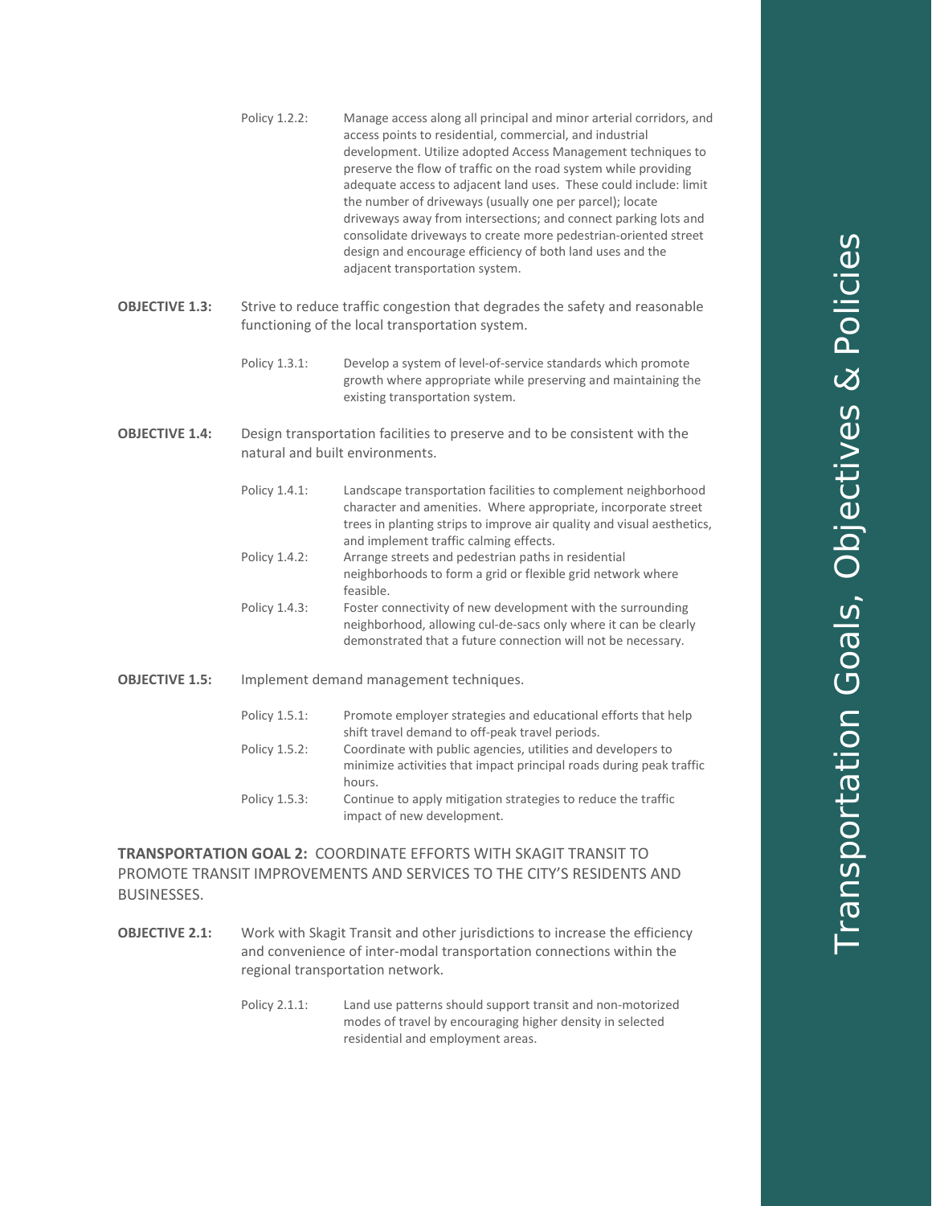Policy 1.2.2: Manage access along all principal and minor arterial corridors, and access points to residential, commercial, and industrial development. Utilize adopted Access Management techniques to preserve the flow of traffic on the road system while providing adequate access to adjacent land uses. These could include: limit the number of driveways (usually one per parcel); locate driveways away from intersections; and connect parking lots and consolidate driveways to create more pedestrian-oriented street design and encourage efficiency of both land uses and the adjacent transportation system.

**OBJECTIVE 1.3:** Strive to reduce traffic congestion that degrades the safety and reasonable functioning of the local transportation system.

Policy 1.3.1: Develop a system of level-of-service standards which promote growth where appropriate while preserving and maintaining the existing transportation system.

**OBJECTIVE 1.4:** Design transportation facilities to preserve and to be consistent with the natural and built environments.

Policy 1.4.1: Landscape transportation facilities to complement neighborhood character and amenities. Where appropriate, incorporate street trees in planting strips to improve air quality and visual aesthetics, and implement traffic calming effects.

Policy 1.4.2: Arrange streets and pedestrian paths in residential neighborhoods to form a grid or flexible grid network where feasible.

Policy 1.4.3: Foster connectivity of new development with the surrounding neighborhood, allowing cul-de-sacs only where it can be clearly demonstrated that a future connection will not be necessary.

**OBJECTIVE 1.5:** Implement demand management techniques.

Policy 1.5.1: Promote employer strategies and educational efforts that help shift travel demand to off-peak travel periods.

Policy 1.5.2: Coordinate with public agencies, utilities and developers to minimize activities that impact principal roads during peak traffic hours.

Policy 1.5.3: Continue to apply mitigation strategies to reduce the traffic impact of new development.

**TRANSPORTATION GOAL 2:** COORDINATE EFFORTS WITH SKAGIT TRANSIT TO PROMOTE TRANSIT IMPROVEMENTS AND SERVICES TO THE CITY'S RESIDENTS AND BUSINESSES.

**OBJECTIVE 2.1:** Work with Skagit Transit and other jurisdictions to increase the efficiency and convenience of inter-modal transportation connections within the regional transportation network.

Policy 2.1.1: Land use patterns should support transit and non-motorized modes of travel by encouraging higher density in selected residential and employment areas.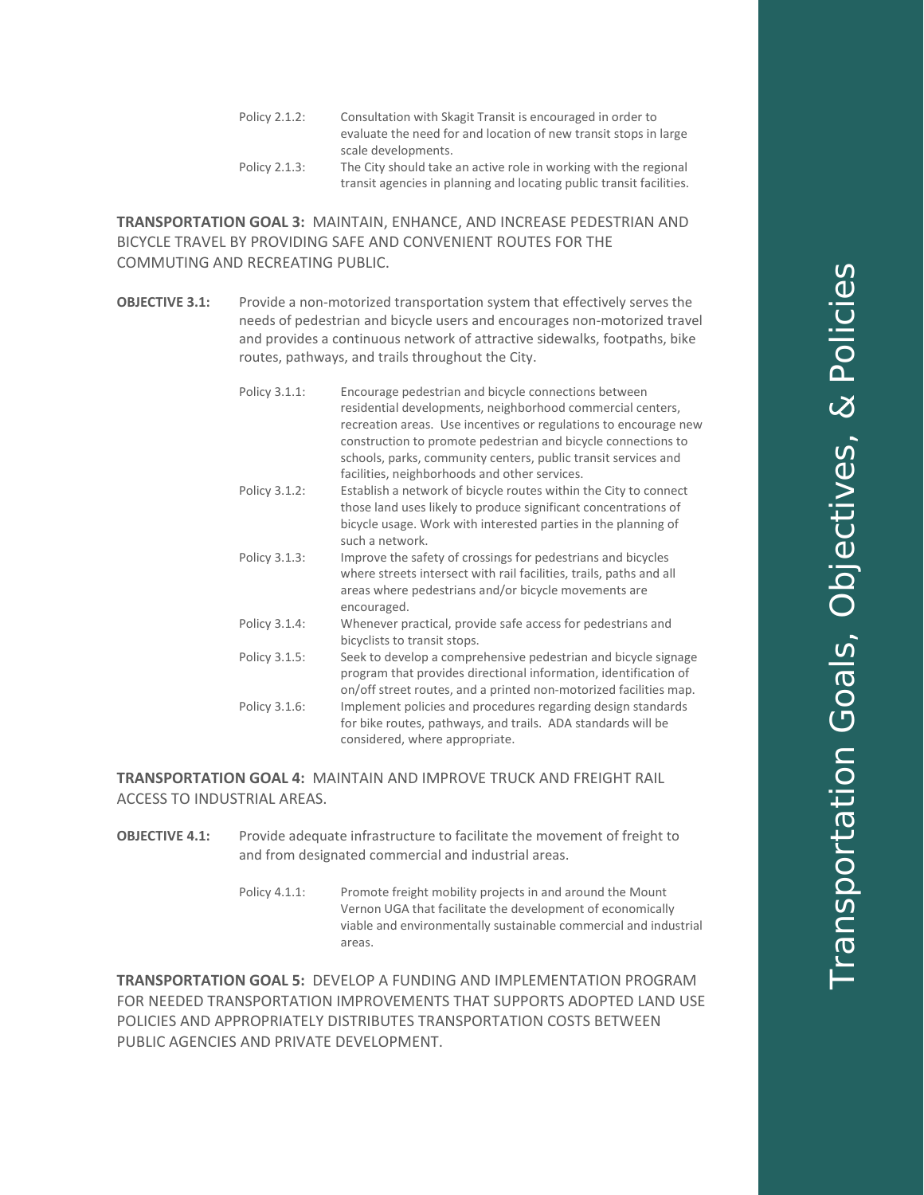Policy 2.1.2: Consultation with Skagit Transit is encouraged in order to evaluate the need for and location of new transit stops in large scale developments.

Policy 2.1.3: The City should take an active role in working with the regional transit agencies in planning and locating public transit facilities.

**TRANSPORTATION GOAL 3:** MAINTAIN, ENHANCE, AND INCREASE PEDESTRIAN AND BICYCLE TRAVEL BY PROVIDING SAFE AND CONVENIENT ROUTES FOR THE COMMUTING AND RECREATING PUBLIC.

**OBJECTIVE 3.1:** Provide a non-motorized transportation system that effectively serves the needs of pedestrian and bicycle users and encourages non-motorized travel and provides a continuous network of attractive sidewalks, footpaths, bike routes, pathways, and trails throughout the City.

Policy 3.1.1: Encourage pedestrian and bicycle connections between residential developments, neighborhood commercial centers, recreation areas. Use incentives or regulations to encourage new construction to promote pedestrian and bicycle connections to schools, parks, community centers, public transit services and facilities, neighborhoods and other services.

Policy 3.1.2: Establish a network of bicycle routes within the City to connect those land uses likely to produce significant concentrations of bicycle usage. Work with interested parties in the planning of such a network.

Policy 3.1.3: Improve the safety of crossings for pedestrians and bicycles where streets intersect with rail facilities, trails, paths and all areas where pedestrians and/or bicycle movements are encouraged.

Policy 3.1.4: Whenever practical, provide safe access for pedestrians and bicyclists to transit stops.

Policy 3.1.5: Seek to develop a comprehensive pedestrian and bicycle signage program that provides directional information, identification of on/off street routes, and a printed non-motorized facilities map.

Policy 3.1.6: Implement policies and procedures regarding design standards for bike routes, pathways, and trails. ADA standards will be considered, where appropriate.

**TRANSPORTATION GOAL 4:** MAINTAIN AND IMPROVE TRUCK AND FREIGHT RAIL ACCESS TO INDUSTRIAL AREAS.

**OBJECTIVE 4.1:** Provide adequate infrastructure to facilitate the movement of freight to and from designated commercial and industrial areas.

Policy 4.1.1: Promote freight mobility projects in and around the Mount Vernon UGA that facilitate the development of economically viable and environmentally sustainable commercial and industrial areas.

**TRANSPORTATION GOAL 5:** DEVELOP A FUNDING AND IMPLEMENTATION PROGRAM FOR NEEDED TRANSPORTATION IMPROVEMENTS THAT SUPPORTS ADOPTED LAND USE POLICIES AND APPROPRIATELY DISTRIBUTES TRANSPORTATION COSTS BETWEEN PUBLIC AGENCIES AND PRIVATE DEVELOPMENT.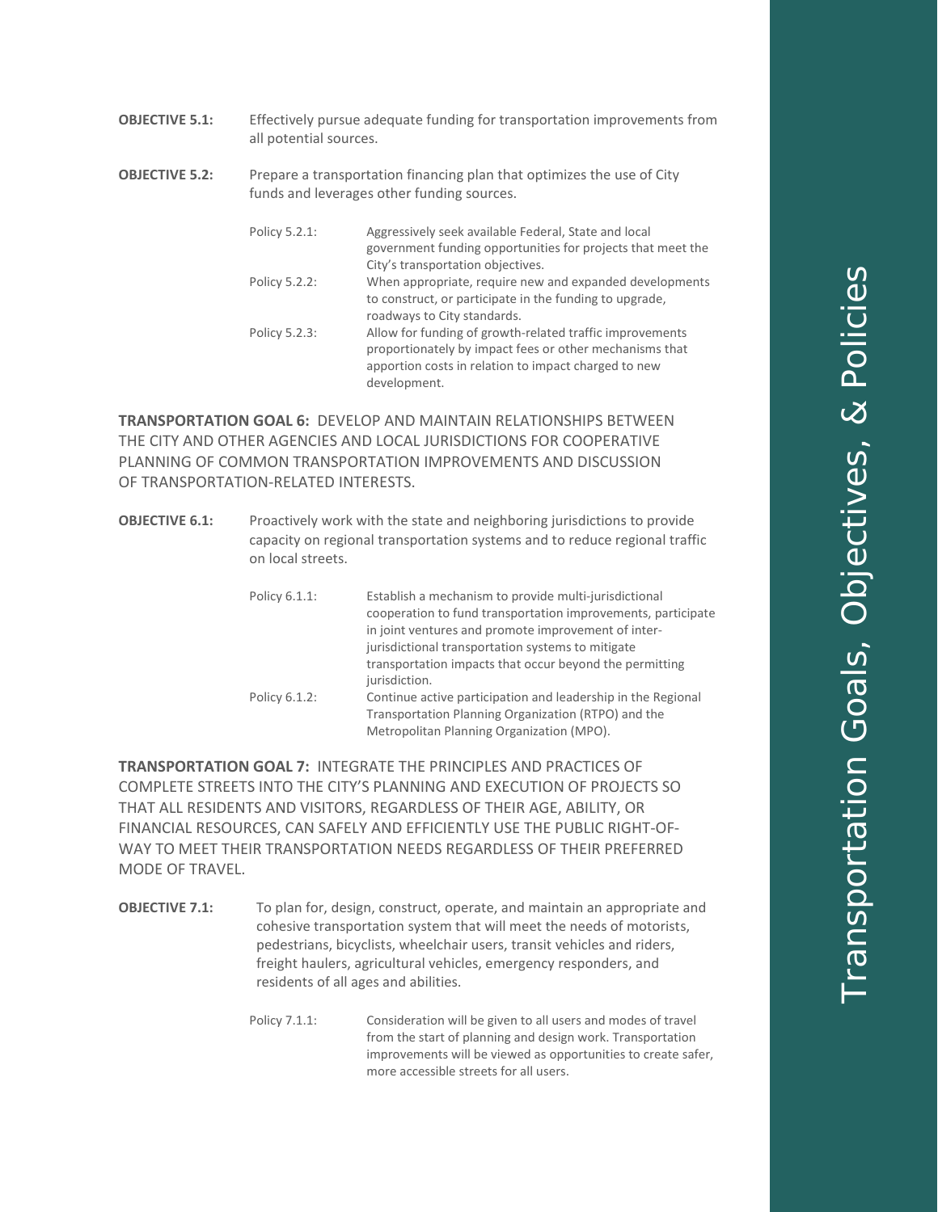**OBJECTIVE 5.1:** Effectively pursue adequate funding for transportation improvements from all potential sources.

**OBJECTIVE 5.2:** Prepare a transportation financing plan that optimizes the use of City funds and leverages other funding sources.

Policy 5.2.1: Aggressively seek available Federal, State and local government funding opportunities for projects that meet the City's transportation objectives.

Policy 5.2.2: When appropriate, require new and expanded developments to construct, or participate in the funding to upgrade, roadways to City standards.

Policy 5.2.3: Allow for funding of growth-related traffic improvements proportionately by impact fees or other mechanisms that apportion costs in relation to impact charged to new development.

**TRANSPORTATION GOAL 6:** DEVELOP AND MAINTAIN RELATIONSHIPS BETWEEN THE CITY AND OTHER AGENCIES AND LOCAL JURISDICTIONS FOR COOPERATIVE PLANNING OF COMMON TRANSPORTATION IMPROVEMENTS AND DISCUSSION OF TRANSPORTATION-RELATED INTERESTS.

**OBJECTIVE 6.1:** Proactively work with the state and neighboring jurisdictions to provide capacity on regional transportation systems and to reduce regional traffic on local streets.

Policy 6.1.1: Establish a mechanism to provide multi-jurisdictional cooperation to fund transportation improvements, participate in joint ventures and promote improvement of inter-jurisdictional transportation systems to mitigate transportation impacts that occur beyond the permitting jurisdiction.

Policy 6.1.2: Continue active participation and leadership in the Regional Transportation Planning Organization (RTPO) and the Metropolitan Planning Organization (MPO).

**TRANSPORTATION GOAL 7:** INTEGRATE THE PRINCIPLES AND PRACTICES OF COMPLETE STREETS INTO THE CITY'S PLANNING AND EXECUTION OF PROJECTS SO THAT ALL RESIDENTS AND VISITORS, REGARDLESS OF THEIR AGE, ABILITY, OR FINANCIAL RESOURCES, CAN SAFELY AND EFFICIENTLY USE THE PUBLIC RIGHT-OF-WAY TO MEET THEIR TRANSPORTATION NEEDS REGARDLESS OF THEIR PREFERRED MODE OF TRAVEL.

**OBJECTIVE 7.1:** To plan for, design, construct, operate, and maintain an appropriate and cohesive transportation system that will meet the needs of motorists, pedestrians, bicyclists, wheelchair users, transit vehicles and riders, freight haulers, agricultural vehicles, emergency responders, and residents of all ages and abilities.

Policy 7.1.1: Consideration will be given to all users and modes of travel from the start of planning and design work. Transportation improvements will be viewed as opportunities to create safer, more accessible streets for all users.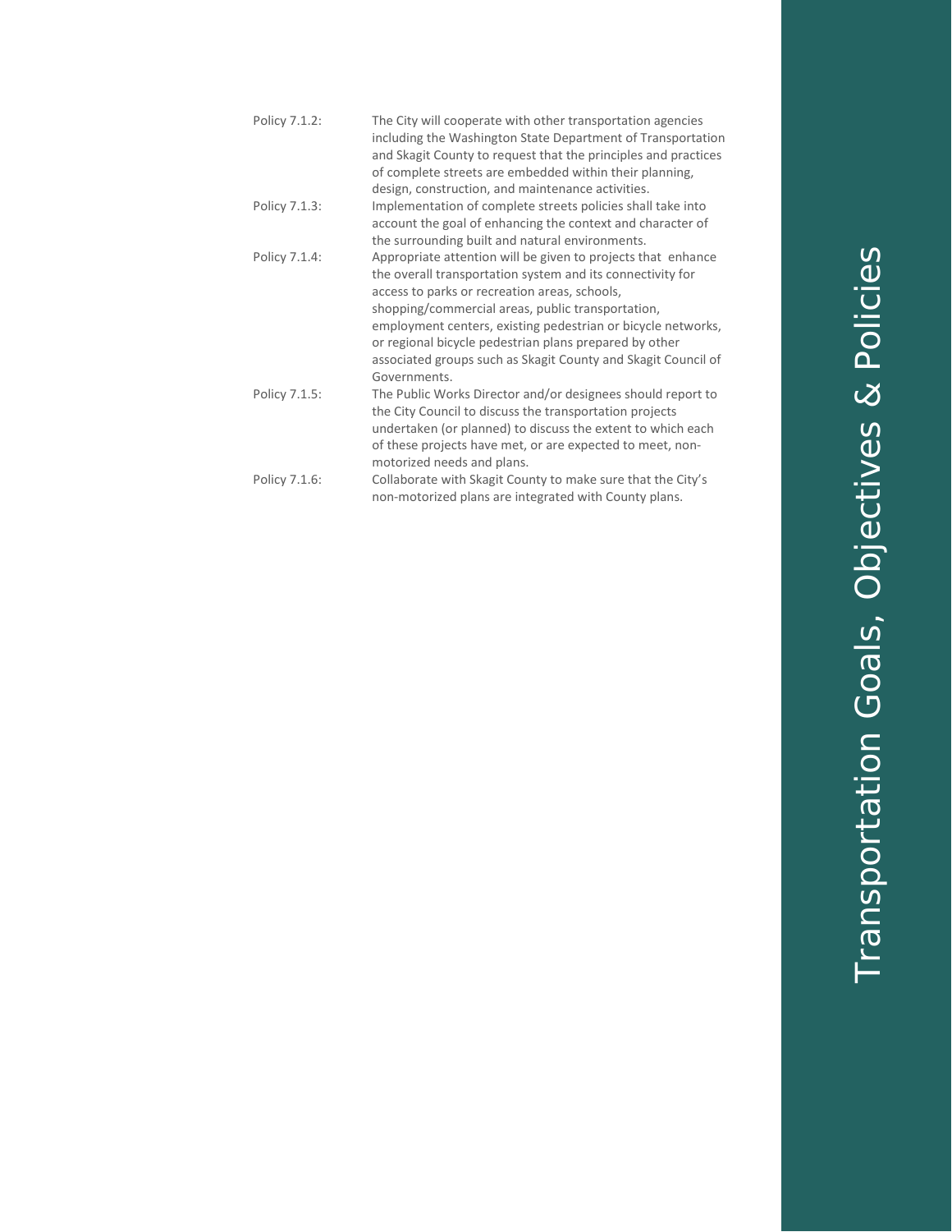| | |
|---|---|
| Policy 7.1.2: | The City will cooperate with other transportation agencies including the Washington State Department of Transportation and Skagit County to request that the principles and practices of complete streets are embedded within their planning, design, construction, and maintenance activities. |
| Policy 7.1.3: | Implementation of complete streets policies shall take into account the goal of enhancing the context and character of the surrounding built and natural environments. |
| Policy 7.1.4: | Appropriate attention will be given to projects that enhance the overall transportation system and its connectivity for access to parks or recreation areas, schools, shopping/commercial areas, public transportation, employment centers, existing pedestrian or bicycle networks, or regional bicycle pedestrian plans prepared by other associated groups such as Skagit County and Skagit Council of Governments. |
| Policy 7.1.5: | The Public Works Director and/or designees should report to the City Council to discuss the transportation projects undertaken (or planned) to discuss the extent to which each of these projects have met, or are expected to meet, non-motorized needs and plans. |
| Policy 7.1.6: | Collaborate with Skagit County to make sure that the City's non-motorized plans are integrated with County plans. |